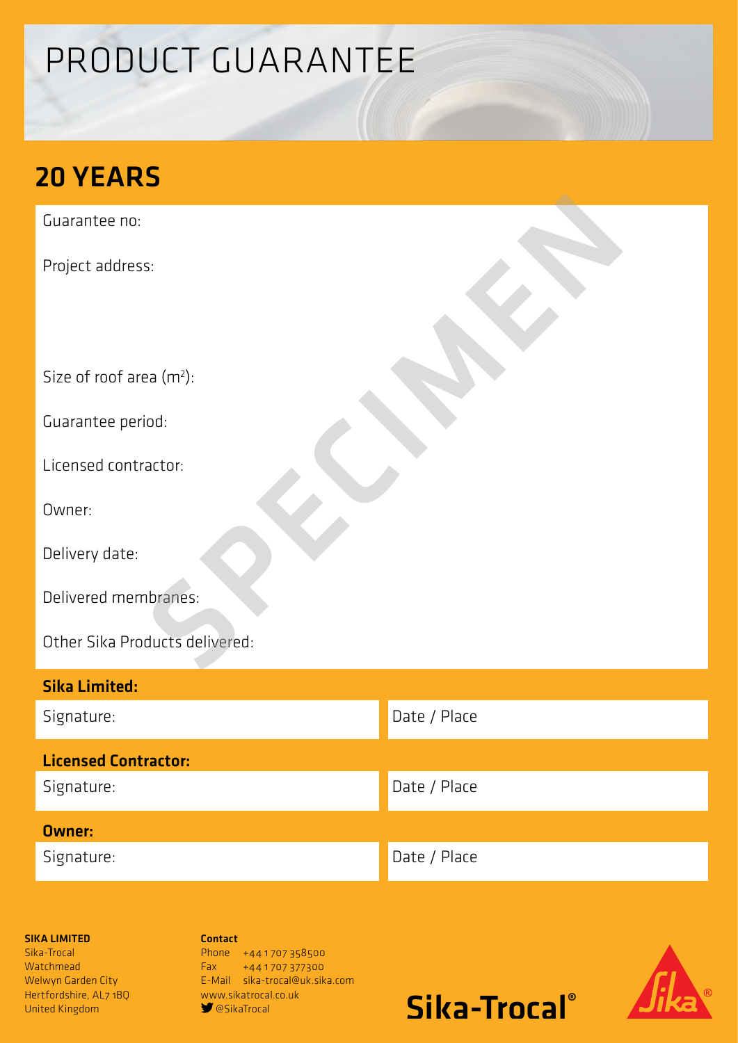# PRODUCT GUARANTEE

## 20 YEARS

Guarantee no:

Project address:

Size of roof area ($m^2$):

Guarantee period:

Licensed contractor:

Owner:

Delivery date:

Delivered membranes:

Other Sika Products delivered:

SPECIMEN

**Sika Limited:**

| Signature: | Date / Place |
|---|---|

**Licensed Contractor:**

| Signature: | Date / Place |
|---|---|

**Owner:**

| Signature: | Date / Place |
|---|---|

**SIKA LIMITED**
Sika-Trocal
Watchmead
Welwyn Garden City
Hertfordshire, AL7 1BQ
United Kingdom

**Contact**
Phone +44 1707 358500
Fax +44 1707 377300
E-Mail sika-trocal@uk.sika.com
www.sikatrocal.co.uk
@SikaTrocal

Sika-Trocal®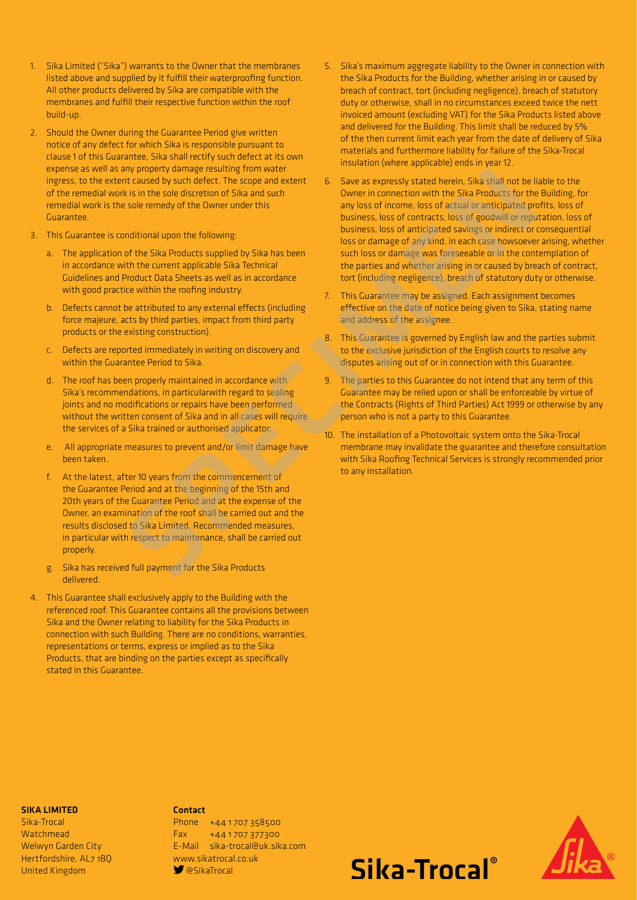1. Sika Limited ("Sika") warrants to the Owner that the membranes listed above and supplied by it fulfill their waterproofing function. All other products delivered by Sika are compatible with the membranes and fulfill their respective function within the roof build-up.
2. Should the Owner during the Guarantee Period give written notice of any defect for which Sika is responsible pursuant to clause 1 of this Guarantee, Sika shall rectify such defect at its own expense as well as any property damage resulting from water ingress, to the extent caused by such defect. The scope and extent of the remedial work is in the sole discretion of Sika and such remedial work is the sole remedy of the Owner under this Guarantee.
3. This Guarantee is conditional upon the following:
   a. The application of the Sika Products supplied by Sika has been in accordance with the current applicable Sika Technical Guidelines and Product Data Sheets as well as in accordance with good practice within the roofing industry.
   b. Defects cannot be attributed to any external effects (including force majeure, acts by third parties, impact from third party products or the existing construction).
   c. Defects are reported immediately in writing on discovery and within the Guarantee Period to Sika.
   d. The roof has been properly maintained in accordance with Sika's recommendations, in particularwith regard to sealing joints and no modifications or repairs have been performed without the written consent of Sika and in all cases will require the services of a Sika trained or authorised applicator.
   e. All appropriate measures to prevent and/or limit damage have been taken.
   f. At the latest, after 10 years from the commencement of the Guarantee Period and at the beginning of the 15th and 20th years of the Guarantee Period and at the expense of the Owner, an examination of the roof shall be carried out and the results disclosed to Sika Limited. Recommended measures, in particular with respect to maintenance, shall be carried out properly.
   g. Sika has received full payment for the Sika Products delivered.
4. This Guarantee shall exclusively apply to the Building with the referenced roof. This Guarantee contains all the provisions between Sika and the Owner relating to liability for the Sika Products in connection with such Building. There are no conditions, warranties, representations or terms, express or implied as to the Sika Products, that are binding on the parties except as specifically stated in this Guarantee.
5. Sika's maximum aggregate liability to the Owner in connection with the Sika Products for the Building, whether arising in or caused by breach of contract, tort (including negligence), breach of statutory duty or otherwise, shall in no circumstances exceed twice the nett invoiced amount (excluding VAT) for the Sika Products listed above and delivered for the Building. This limit shall be reduced by 5% of the then current limit each year from the date of delivery of Sika materials and furthermore liability for failure of the Sika-Trocal insulation (where applicable) ends in year 12.
6. Save as expressly stated herein, Sika shall not be liable to the Owner in connection with the Sika Products for the Building, for any loss of income, loss of actual or anticipated profits, loss of business, loss of contracts, loss of goodwill or reputation, loss of business, loss of anticipated savings or indirect or consequential loss or damage of any kind, in each case howsoever arising, whether such loss or damage was foreseeable or in the contemplation of the parties and whether arising in or caused by breach of contract, tort (including negligence), breach of statutory duty or otherwise.
7. This Guarantee may be assigned. Each assignment becomes effective on the date of notice being given to Sika, stating name and address of the assignee.
8. This Guarantee is governed by English law and the parties submit to the exclusive jurisdiction of the English courts to resolve any disputes arising out of or in connection with this Guarantee.
9. The parties to this Guarantee do not intend that any term of this Guarantee may be relied upon or shall be enforceable by virtue of the Contracts (Rights of Third Parties) Act 1999 or otherwise by any person who is not a party to this Guarantee.
10. The installation of a Photovoltaic system onto the Sika-Trocal membrane may invalidate the guarantee and therefore consultation with Sika Roofing Technical Services is strongly recommended prior to any installation.

**SIKA LIMITED**
Sika-Trocal
Watchmead
Welwyn Garden City
Hertfordshire, AL7 1BQ
United Kingdom

**Contact**
Phone +44 1 707 358500
Fax +44 1 707 377300
E-Mail sika-trocal@uk.sika.com
www.sikatrocal.co.uk
@SikaTrocal

Sika-Trocal®